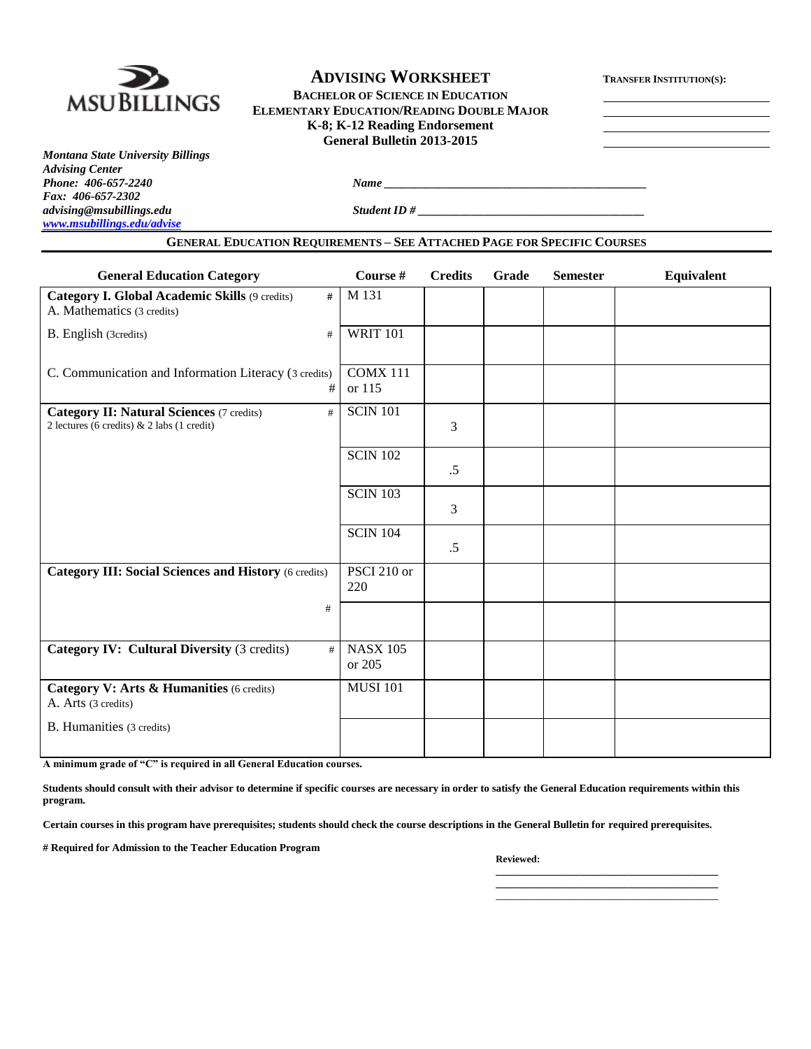MSU BILLINGS

# ADVISING WORKSHEET

**BACHELOR OF SCIENCE IN EDUCATION**
**ELEMENTARY EDUCATION/READING DOUBLE MAJOR**
**K-8; K-12 Reading Endorsement**
**General Bulletin 2013-2015**

**TRANSFER INSTITUTION(S):**

______________________________
______________________________
______________________________
______________________________

***Montana State University Billings***
***Advising Center***
***Phone: 406-657-2240***
***Fax: 406-657-2302***
***advising@msubillings.edu***
***www.msubillings.edu/advise***

***Name*** ____________________________________________

***Student ID #*** ____________________________________

## GENERAL EDUCATION REQUIREMENTS – SEE ATTACHED PAGE FOR SPECIFIC COURSES

| General Education Category | Course # | Credits | Grade | Semester | Equivalent |
|---|---|---|---|---|---|
| **Category I. Global Academic Skills** (9 credits) # <br> A. Mathematics (3 credits) | M 131 | | | | |
| B. English (3credits) # | WRIT 101 | | | | |
| C. Communication and Information Literacy (3 credits) # | COMX 111 or 115 | | | | |
| **Category II: Natural Sciences** (7 credits) # <br> 2 lectures (6 credits) & 2 labs (1 credit) | SCIN 101 | 3 | | | |
| | SCIN 102 | .5 | | | |
| | SCIN 103 | 3 | | | |
| | SCIN 104 | .5 | | | |
| **Category III: Social Sciences and History** (6 credits) | PSCI 210 or 220 | | | | |
| # | | | | | |
| **Category IV: Cultural Diversity** (3 credits) # | NASX 105 or 205 | | | | |
| **Category V: Arts & Humanities** (6 credits) <br> A. Arts (3 credits) | MUSI 101 | | | | |
| B. Humanities (3 credits) | | | | | |

**A minimum grade of "C" is required in all General Education courses.**

**Students should consult with their advisor to determine if specific courses are necessary in order to satisfy the General Education requirements within this program.**

**Certain courses in this program have prerequisites; students should check the course descriptions in the General Bulletin for required prerequisites.**

**# Required for Admission to the Teacher Education Program**

**Reviewed:**

________________________________________
________________________________________
________________________________________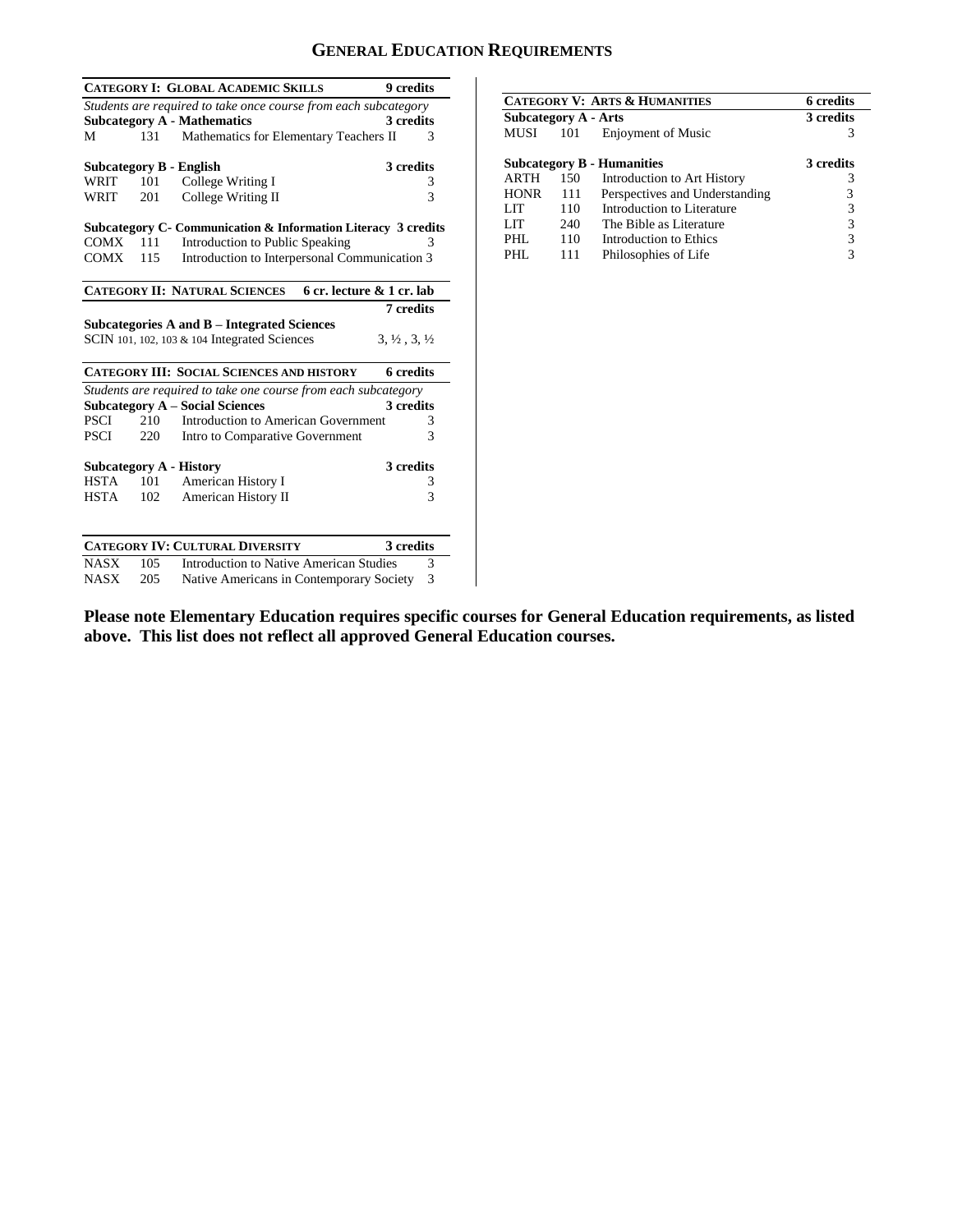# General Education Requirements

| **Category I: Global Academic Skills** | | | **9 credits** |
|---|---|---|---|
| *Students are required to take once course from each subcategory* | | | |
| **Subcategory A - Mathematics** | | | **3 credits** |
| M | 131 | Mathematics for Elementary Teachers II | 3 |
| **Subcategory B - English** | | | **3 credits** |
| WRIT | 101 | College Writing I | 3 |
| WRIT | 201 | College Writing II | 3 |
| **Subcategory C- Communication & Information Literacy** | | | **3 credits** |
| COMX | 111 | Introduction to Public Speaking | 3 |
| COMX | 115 | Introduction to Interpersonal Communication | 3 |

| **Category II: Natural Sciences** | **6 cr. lecture & 1 cr. lab** |
|---|---|
| | **7 credits** |
| **Subcategories A and B – Integrated Sciences** | |
| SCIN 101, 102, 103 & 104 Integrated Sciences | 3, ½ , 3, ½ |

| **Category III: Social Sciences and History** | | | **6 credits** |
|---|---|---|---|
| *Students are required to take one course from each subcategory* | | | |
| **Subcategory A – Social Sciences** | | | **3 credits** |
| PSCI | 210 | Introduction to American Government | 3 |
| PSCI | 220 | Intro to Comparative Government | 3 |
| **Subcategory A - History** | | | **3 credits** |
| HSTA | 101 | American History I | 3 |
| HSTA | 102 | American History II | 3 |

| **Category IV: Cultural Diversity** | | | **3 credits** |
|---|---|---|---|
| NASX | 105 | Introduction to Native American Studies | 3 |
| NASX | 205 | Native Americans in Contemporary Society | 3 |

| **Category V: Arts & Humanities** | | | **6 credits** |
|---|---|---|---|
| **Subcategory A - Arts** | | | **3 credits** |
| MUSI | 101 | Enjoyment of Music | 3 |
| **Subcategory B - Humanities** | | | **3 credits** |
| ARTH | 150 | Introduction to Art History | 3 |
| HONR | 111 | Perspectives and Understanding | 3 |
| LIT | 110 | Introduction to Literature | 3 |
| LIT | 240 | The Bible as Literature | 3 |
| PHL | 110 | Introduction to Ethics | 3 |
| PHL | 111 | Philosophies of Life | 3 |

**Please note Elementary Education requires specific courses for General Education requirements, as listed above. This list does not reflect all approved General Education courses.**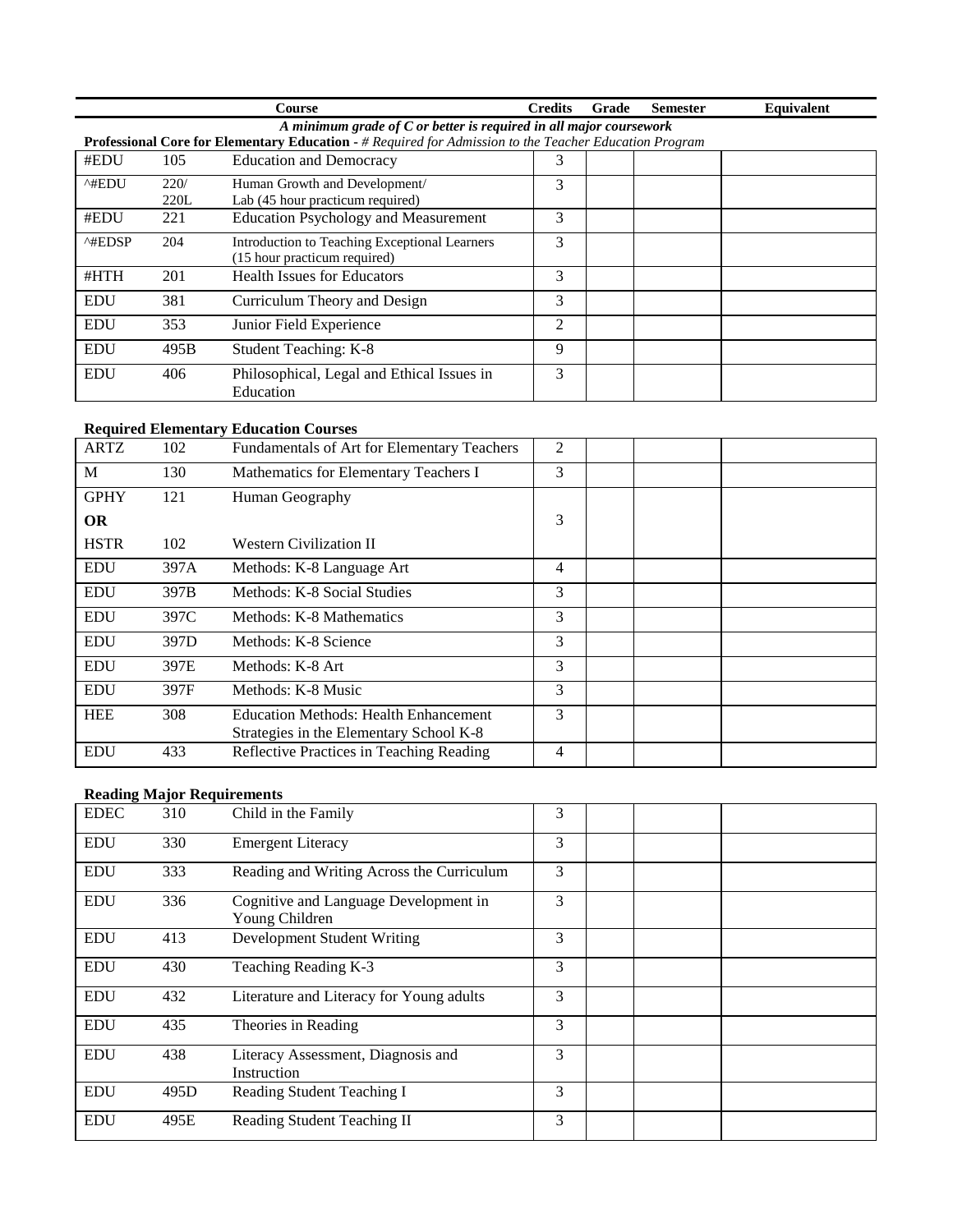| | | Course | Credits | Grade | Semester | Equivalent |
|---|---|---|---|---|---|---|

*A minimum grade of C or better is required in all major coursework*

**Professional Core for Elementary Education -** *# Required for Admission to the Teacher Education Program*

| | | Course | Credits | Grade | Semester | Equivalent |
|---|---|---|---|---|---|---|
| #EDU | 105 | Education and Democracy | 3 | | | |
| ^#EDU | 220/ 220L | Human Growth and Development/ Lab (45 hour practicum required) | 3 | | | |
| #EDU | 221 | Education Psychology and Measurement | 3 | | | |
| ^#EDSP | 204 | Introduction to Teaching Exceptional Learners (15 hour practicum required) | 3 | | | |
| #HTH | 201 | Health Issues for Educators | 3 | | | |
| EDU | 381 | Curriculum Theory and Design | 3 | | | |
| EDU | 353 | Junior Field Experience | 2 | | | |
| EDU | 495B | Student Teaching: K-8 | 9 | | | |
| EDU | 406 | Philosophical, Legal and Ethical Issues in Education | 3 | | | |

**Required Elementary Education Courses**

| | | Course | Credits | Grade | Semester | Equivalent |
|---|---|---|---|---|---|---|
| ARTZ | 102 | Fundamentals of Art for Elementary Teachers | 2 | | | |
| M | 130 | Mathematics for Elementary Teachers I | 3 | | | |
| GPHY **OR** HSTR | 121 / 102 | Human Geography / Western Civilization II | 3 | | | |
| EDU | 397A | Methods: K-8 Language Art | 4 | | | |
| EDU | 397B | Methods: K-8 Social Studies | 3 | | | |
| EDU | 397C | Methods: K-8 Mathematics | 3 | | | |
| EDU | 397D | Methods: K-8 Science | 3 | | | |
| EDU | 397E | Methods: K-8 Art | 3 | | | |
| EDU | 397F | Methods: K-8 Music | 3 | | | |
| HEE | 308 | Education Methods: Health Enhancement Strategies in the Elementary School K-8 | 3 | | | |
| EDU | 433 | Reflective Practices in Teaching Reading | 4 | | | |

**Reading Major Requirements**

| | | Course | Credits | Grade | Semester | Equivalent |
|---|---|---|---|---|---|---|
| EDEC | 310 | Child in the Family | 3 | | | |
| EDU | 330 | Emergent Literacy | 3 | | | |
| EDU | 333 | Reading and Writing Across the Curriculum | 3 | | | |
| EDU | 336 | Cognitive and Language Development in Young Children | 3 | | | |
| EDU | 413 | Development Student Writing | 3 | | | |
| EDU | 430 | Teaching Reading K-3 | 3 | | | |
| EDU | 432 | Literature and Literacy for Young adults | 3 | | | |
| EDU | 435 | Theories in Reading | 3 | | | |
| EDU | 438 | Literacy Assessment, Diagnosis and Instruction | 3 | | | |
| EDU | 495D | Reading Student Teaching I | 3 | | | |
| EDU | 495E | Reading Student Teaching II | 3 | | | |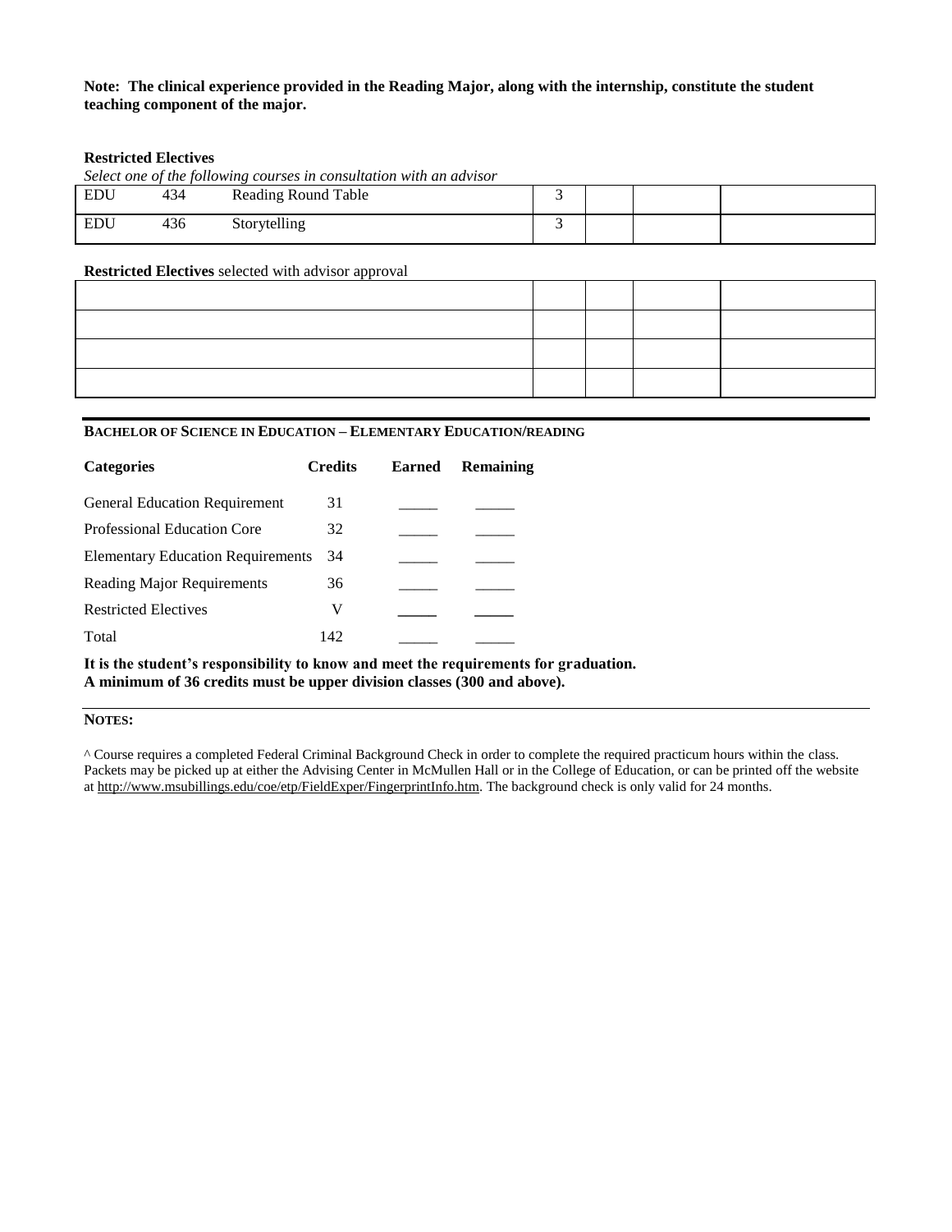**Note: The clinical experience provided in the Reading Major, along with the internship, constitute the student teaching component of the major.**

**Restricted Electives**

*Select one of the following courses in consultation with an advisor*

| | | | | | | |
|---|---|---|---|---|---|---|
| EDU | 434 | Reading Round Table | 3 | | | |
| EDU | 436 | Storytelling | 3 | | | |

**Restricted Electives** selected with advisor approval

| | | | | |
|---|---|---|---|---|
| | | | | |
| | | | | |
| | | | | |
| | | | | |

**BACHELOR OF SCIENCE IN EDUCATION – ELEMENTARY EDUCATION/READING**

| Categories | Credits | Earned | Remaining |
|---|---|---|---|
| General Education Requirement | 31 | _____ | _____ |
| Professional Education Core | 32 | _____ | _____ |
| Elementary Education Requirements | 34 | _____ | _____ |
| Reading Major Requirements | 36 | _____ | _____ |
| Restricted Electives | V | _____ | _____ |
| Total | 142 | _____ | _____ |

**It is the student's responsibility to know and meet the requirements for graduation.**
**A minimum of 36 credits must be upper division classes (300 and above).**

**NOTES:**

^ Course requires a completed Federal Criminal Background Check in order to complete the required practicum hours within the class. Packets may be picked up at either the Advising Center in McMullen Hall or in the College of Education, or can be printed off the website at http://www.msubillings.edu/coe/etp/FieldExper/FingerprintInfo.htm. The background check is only valid for 24 months.